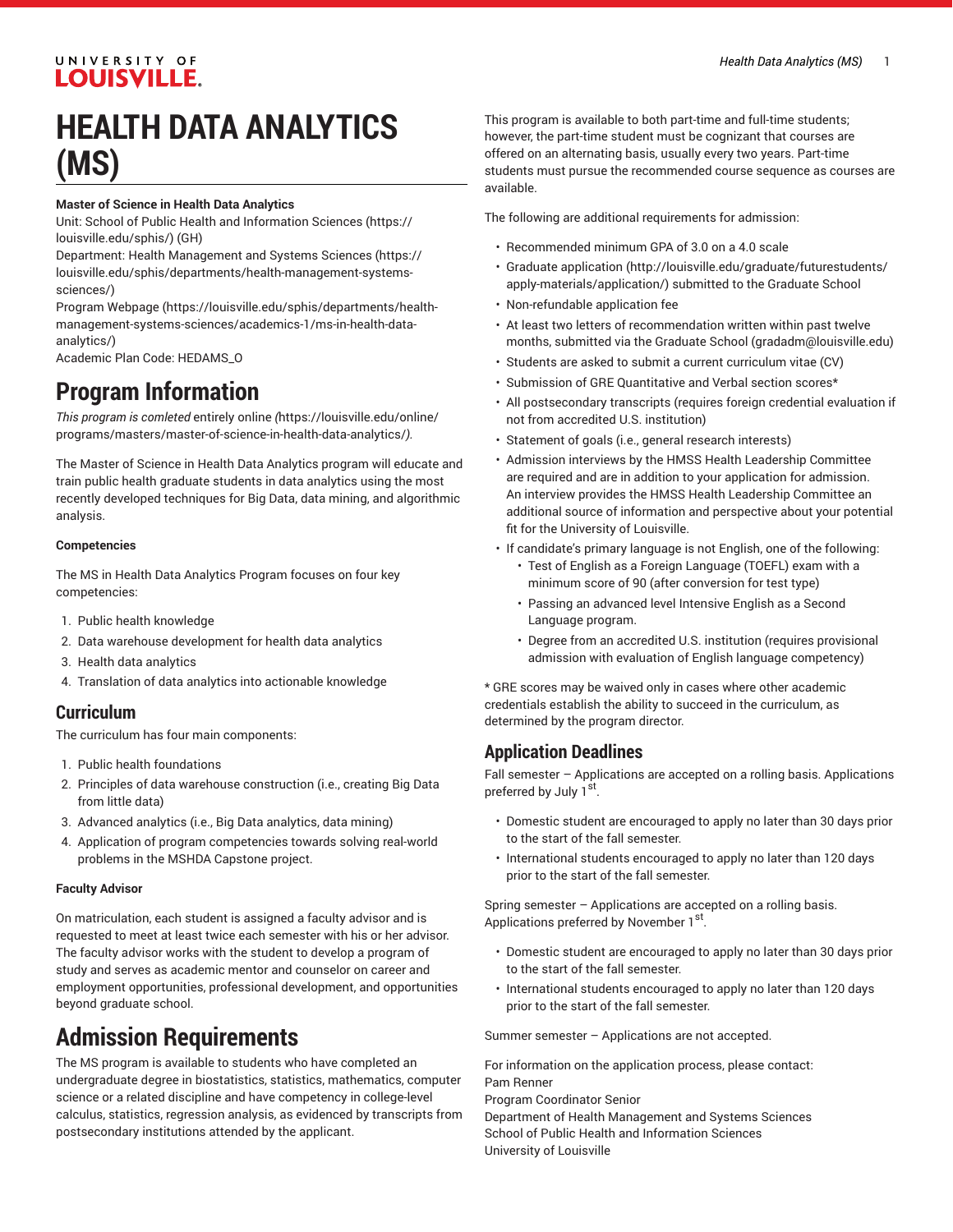# HEALTH DATA ANALYTICS (MS)

**Master of Science in Health Data Analytics**

Unit: School of Public Health and Information Sciences (https://louisville.edu/sphis/) (GH)

Department: Health Management and Systems Sciences (https://louisville.edu/sphis/departments/health-management-systems-sciences/)

Program Webpage (https://louisville.edu/sphis/departments/health-management-systems-sciences/academics-1/ms-in-health-data-analytics/)

Academic Plan Code: HEDAMS_O

# Program Information

*This program is comleted* entirely online *(*https://louisville.edu/online/programs/masters/master-of-science-in-health-data-analytics/*)*.

The Master of Science in Health Data Analytics program will educate and train public health graduate students in data analytics using the most recently developed techniques for Big Data, data mining, and algorithmic analysis.

**Competencies**

The MS in Health Data Analytics Program focuses on four key competencies:

1. Public health knowledge
2. Data warehouse development for health data analytics
3. Health data analytics
4. Translation of data analytics into actionable knowledge

## Curriculum

The curriculum has four main components:

1. Public health foundations
2. Principles of data warehouse construction (i.e., creating Big Data from little data)
3. Advanced analytics (i.e., Big Data analytics, data mining)
4. Application of program competencies towards solving real-world problems in the MSHDA Capstone project.

**Faculty Advisor**

On matriculation, each student is assigned a faculty advisor and is requested to meet at least twice each semester with his or her advisor. The faculty advisor works with the student to develop a program of study and serves as academic mentor and counselor on career and employment opportunities, professional development, and opportunities beyond graduate school.

# Admission Requirements

The MS program is available to students who have completed an undergraduate degree in biostatistics, statistics, mathematics, computer science or a related discipline and have competency in college-level calculus, statistics, regression analysis, as evidenced by transcripts from postsecondary institutions attended by the applicant.

This program is available to both part-time and full-time students; however, the part-time student must be cognizant that courses are offered on an alternating basis, usually every two years. Part-time students must pursue the recommended course sequence as courses are available.

The following are additional requirements for admission:

- Recommended minimum GPA of 3.0 on a 4.0 scale
- Graduate application (http://louisville.edu/graduate/futurestudents/apply-materials/application/) submitted to the Graduate School
- Non-refundable application fee
- At least two letters of recommendation written within past twelve months, submitted via the Graduate School (gradadm@louisville.edu)
- Students are asked to submit a current curriculum vitae (CV)
- Submission of GRE Quantitative and Verbal section scores*
- All postsecondary transcripts (requires foreign credential evaluation if not from accredited U.S. institution)
- Statement of goals (i.e., general research interests)
- Admission interviews by the HMSS Health Leadership Committee are required and are in addition to your application for admission. An interview provides the HMSS Health Leadership Committee an additional source of information and perspective about your potential fit for the University of Louisville.
- If candidate's primary language is not English, one of the following:
  - Test of English as a Foreign Language (TOEFL) exam with a minimum score of 90 (after conversion for test type)
  - Passing an advanced level Intensive English as a Second Language program.
  - Degree from an accredited U.S. institution (requires provisional admission with evaluation of English language competency)

* GRE scores may be waived only in cases where other academic credentials establish the ability to succeed in the curriculum, as determined by the program director.

## Application Deadlines

Fall semester – Applications are accepted on a rolling basis. Applications preferred by July 1st.

- Domestic student are encouraged to apply no later than 30 days prior to the start of the fall semester.
- International students encouraged to apply no later than 120 days prior to the start of the fall semester.

Spring semester – Applications are accepted on a rolling basis. Applications preferred by November 1st.

- Domestic student are encouraged to apply no later than 30 days prior to the start of the fall semester.
- International students encouraged to apply no later than 120 days prior to the start of the fall semester.

Summer semester – Applications are not accepted.

For information on the application process, please contact:
Pam Renner
Program Coordinator Senior
Department of Health Management and Systems Sciences
School of Public Health and Information Sciences
University of Louisville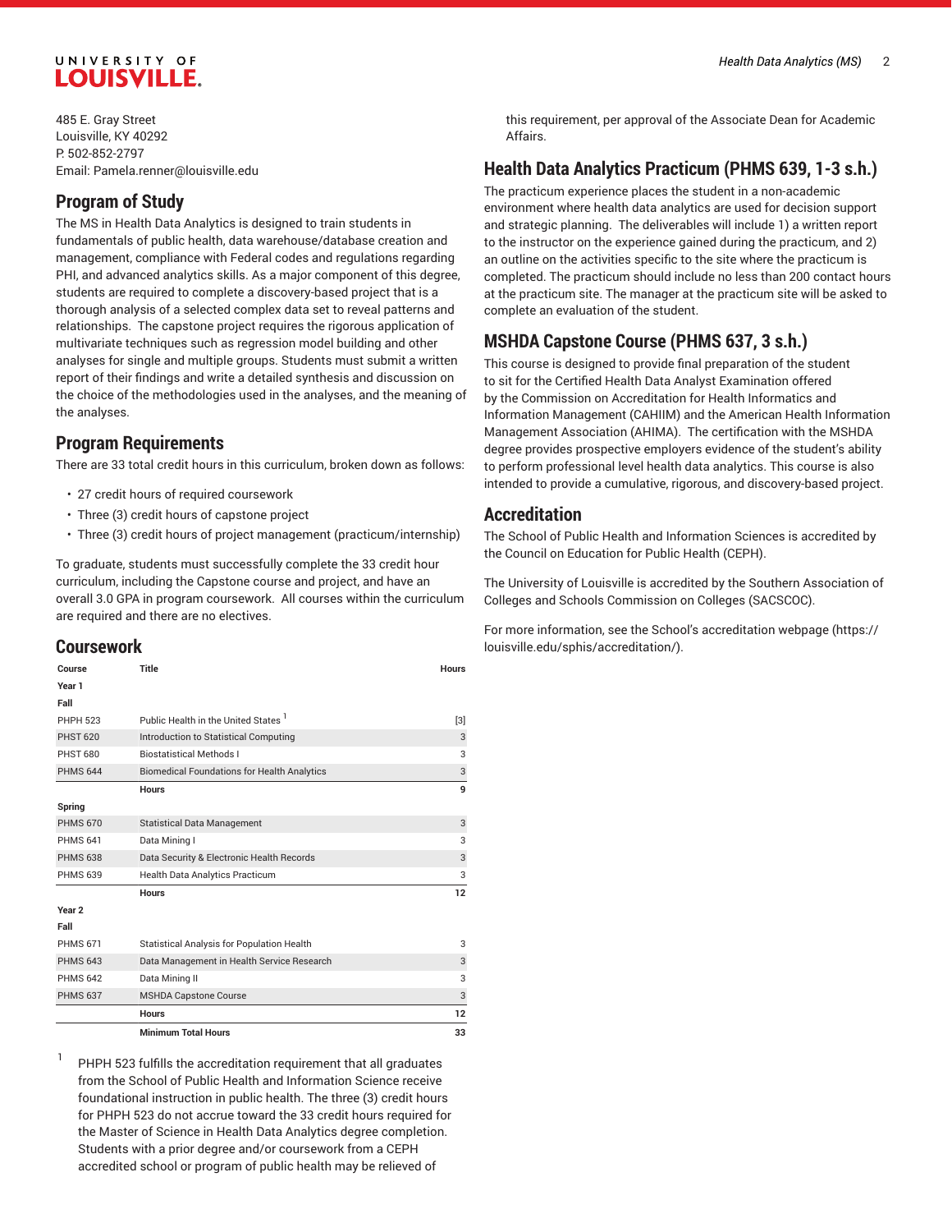485 E. Gray Street
Louisville, KY 40292
P. 502-852-2797
Email: Pamela.renner@louisville.edu

## Program of Study

The MS in Health Data Analytics is designed to train students in fundamentals of public health, data warehouse/database creation and management, compliance with Federal codes and regulations regarding PHI, and advanced analytics skills. As a major component of this degree, students are required to complete a discovery-based project that is a thorough analysis of a selected complex data set to reveal patterns and relationships. The capstone project requires the rigorous application of multivariate techniques such as regression model building and other analyses for single and multiple groups. Students must submit a written report of their findings and write a detailed synthesis and discussion on the choice of the methodologies used in the analyses, and the meaning of the analyses.

## Program Requirements

There are 33 total credit hours in this curriculum, broken down as follows:

- 27 credit hours of required coursework
- Three (3) credit hours of capstone project
- Three (3) credit hours of project management (practicum/internship)

To graduate, students must successfully complete the 33 credit hour curriculum, including the Capstone course and project, and have an overall 3.0 GPA in program coursework. All courses within the curriculum are required and there are no electives.

## Coursework

| Course | Title | Hours |
|---|---|---|
| **Year 1** | | |
| **Fall** | | |
| PHPH 523 | Public Health in the United States [1] | [3] |
| PHST 620 | Introduction to Statistical Computing | 3 |
| PHST 680 | Biostatistical Methods I | 3 |
| PHMS 644 | Biomedical Foundations for Health Analytics | 3 |
| | **Hours** | **9** |
| **Spring** | | |
| PHMS 670 | Statistical Data Management | 3 |
| PHMS 641 | Data Mining I | 3 |
| PHMS 638 | Data Security & Electronic Health Records | 3 |
| PHMS 639 | Health Data Analytics Practicum | 3 |
| | **Hours** | **12** |
| **Year 2** | | |
| **Fall** | | |
| PHMS 671 | Statistical Analysis for Population Health | 3 |
| PHMS 643 | Data Management in Health Service Research | 3 |
| PHMS 642 | Data Mining II | 3 |
| PHMS 637 | MSHDA Capstone Course | 3 |
| | **Hours** | **12** |
| | **Minimum Total Hours** | **33** |

[1] PHPH 523 fulfills the accreditation requirement that all graduates from the School of Public Health and Information Science receive foundational instruction in public health. The three (3) credit hours for PHPH 523 do not accrue toward the 33 credit hours required for the Master of Science in Health Data Analytics degree completion. Students with a prior degree and/or coursework from a CEPH accredited school or program of public health may be relieved of this requirement, per approval of the Associate Dean for Academic Affairs.

## Health Data Analytics Practicum (PHMS 639, 1-3 s.h.)

The practicum experience places the student in a non-academic environment where health data analytics are used for decision support and strategic planning. The deliverables will include 1) a written report to the instructor on the experience gained during the practicum, and 2) an outline on the activities specific to the site where the practicum is completed. The practicum should include no less than 200 contact hours at the practicum site. The manager at the practicum site will be asked to complete an evaluation of the student.

## MSHDA Capstone Course (PHMS 637, 3 s.h.)

This course is designed to provide final preparation of the student to sit for the Certified Health Data Analyst Examination offered by the Commission on Accreditation for Health Informatics and Information Management (CAHIIM) and the American Health Information Management Association (AHIMA). The certification with the MSHDA degree provides prospective employers evidence of the student's ability to perform professional level health data analytics. This course is also intended to provide a cumulative, rigorous, and discovery-based project.

## Accreditation

The School of Public Health and Information Sciences is accredited by the Council on Education for Public Health (CEPH).

The University of Louisville is accredited by the Southern Association of Colleges and Schools Commission on Colleges (SACSCOC).

For more information, see the School's accreditation webpage (https://louisville.edu/sphis/accreditation/).